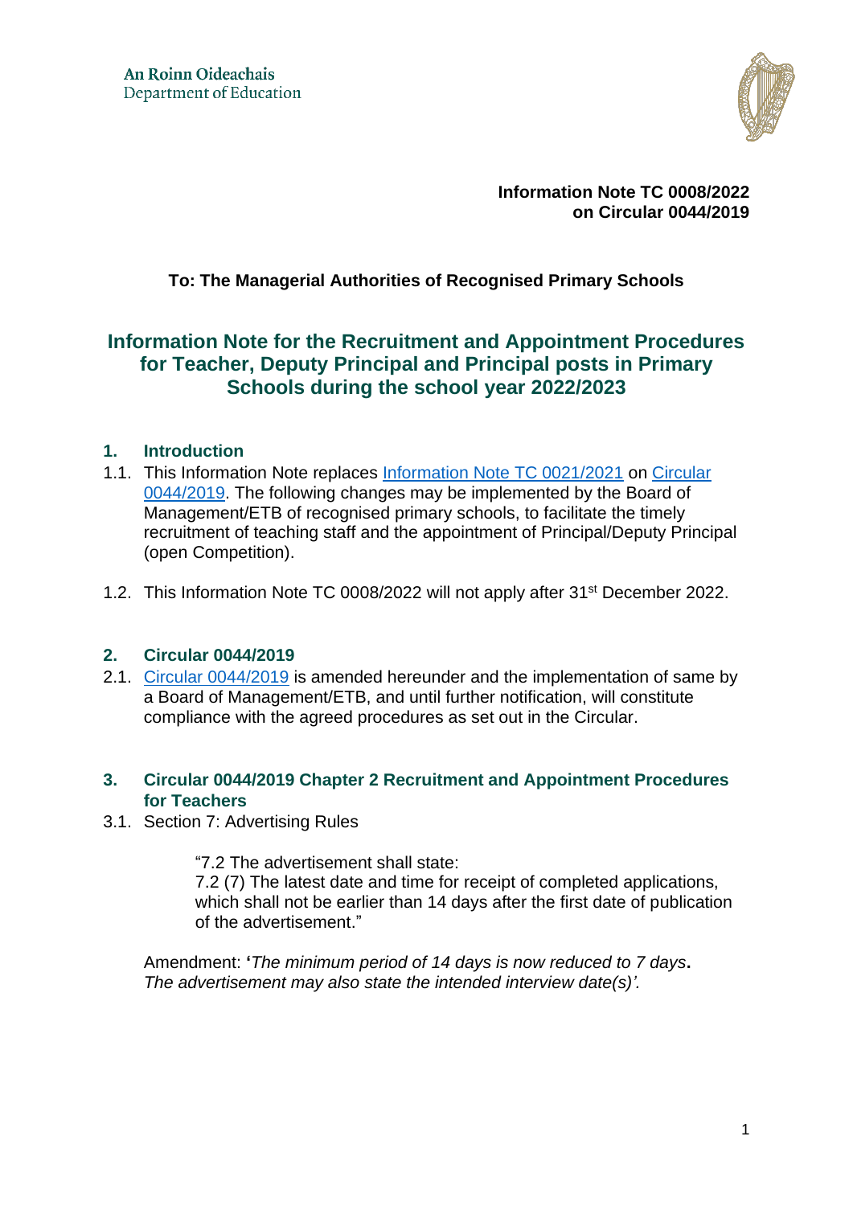An Roinn Oideachais
Department of Education

**Information Note TC 0008/2022**
**on Circular 0044/2019**

**To: The Managerial Authorities of Recognised Primary Schools**

# Information Note for the Recruitment and Appointment Procedures for Teacher, Deputy Principal and Principal posts in Primary Schools during the school year 2022/2023

## 1. Introduction

1.1. This Information Note replaces Information Note TC 0021/2021 on Circular 0044/2019. The following changes may be implemented by the Board of Management/ETB of recognised primary schools, to facilitate the timely recruitment of teaching staff and the appointment of Principal/Deputy Principal (open Competition).

1.2. This Information Note TC 0008/2022 will not apply after 31st December 2022.

## 2. Circular 0044/2019

2.1. Circular 0044/2019 is amended hereunder and the implementation of same by a Board of Management/ETB, and until further notification, will constitute compliance with the agreed procedures as set out in the Circular.

## 3. Circular 0044/2019 Chapter 2 Recruitment and Appointment Procedures for Teachers

3.1. Section 7: Advertising Rules

> "7.2 The advertisement shall state:
> 7.2 (7) The latest date and time for receipt of completed applications, which shall not be earlier than 14 days after the first date of publication of the advertisement."

Amendment: **'***The minimum period of 14 days is now reduced to 7 days***.** *The advertisement may also state the intended interview date(s)'.*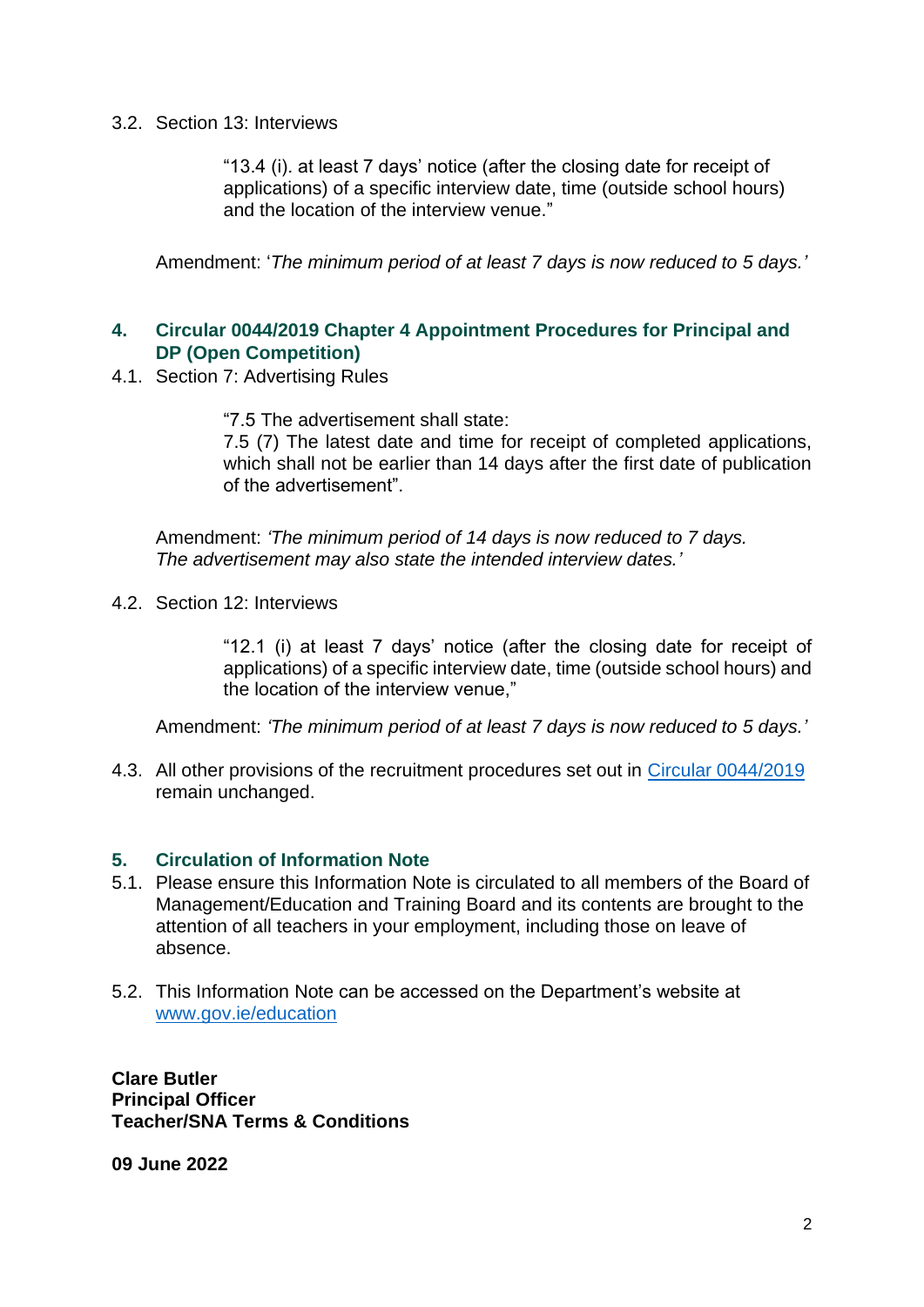3.2. Section 13: Interviews

> "13.4 (i). at least 7 days' notice (after the closing date for receipt of applications) of a specific interview date, time (outside school hours) and the location of the interview venue."

Amendment: '*The minimum period of at least 7 days is now reduced to 5 days.'*

## 4. Circular 0044/2019 Chapter 4 Appointment Procedures for Principal and DP (Open Competition)

4.1. Section 7: Advertising Rules

> "7.5 The advertisement shall state:
> 7.5 (7) The latest date and time for receipt of completed applications, which shall not be earlier than 14 days after the first date of publication of the advertisement".

Amendment: *'The minimum period of 14 days is now reduced to 7 days. The advertisement may also state the intended interview dates.'*

4.2. Section 12: Interviews

> "12.1 (i) at least 7 days' notice (after the closing date for receipt of applications) of a specific interview date, time (outside school hours) and the location of the interview venue,"

Amendment: *'The minimum period of at least 7 days is now reduced to 5 days.'*

4.3. All other provisions of the recruitment procedures set out in Circular 0044/2019 remain unchanged.

## 5. Circulation of Information Note

5.1. Please ensure this Information Note is circulated to all members of the Board of Management/Education and Training Board and its contents are brought to the attention of all teachers in your employment, including those on leave of absence.

5.2. This Information Note can be accessed on the Department's website at www.gov.ie/education

**Clare Butler**
**Principal Officer**
**Teacher/SNA Terms & Conditions**

**09 June 2022**